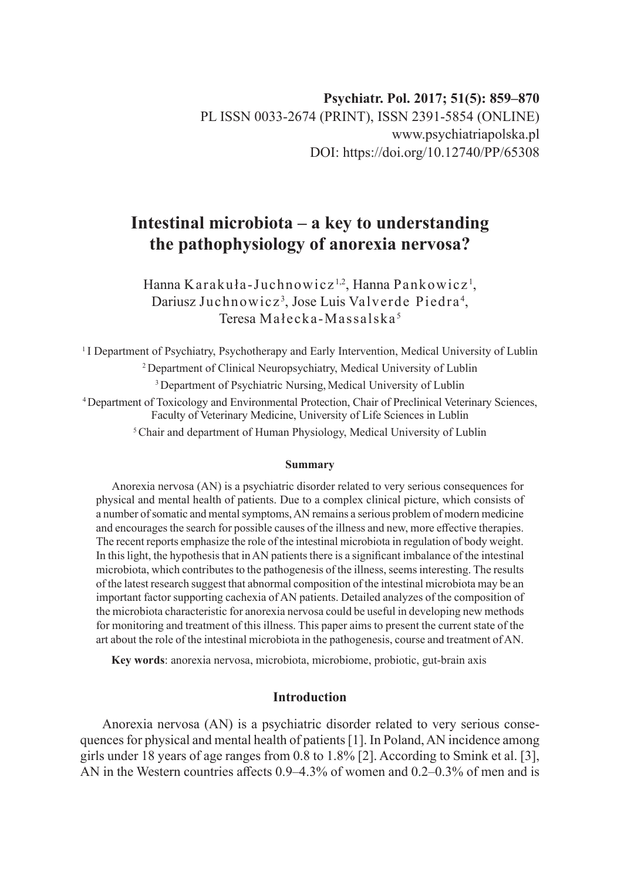Psychiatr. Pol. 2017; 51(5): 859–870
PL ISSN 0033-2674 (PRINT), ISSN 2391-5854 (ONLINE)
www.psychiatriapolska.pl
DOI: https://doi.org/10.12740/PP/65308

# Intestinal microbiota – a key to understanding the pathophysiology of anorexia nervosa?

Hanna Karakuła-Juchnowicz[1,2], Hanna Pankowicz[1], Dariusz Juchnowicz[3], Jose Luis Valverde Piedra[4], Teresa Małecka-Massalska[5]

[1] I Department of Psychiatry, Psychotherapy and Early Intervention, Medical University of Lublin
[2] Department of Clinical Neuropsychiatry, Medical University of Lublin
[3] Department of Psychiatric Nursing, Medical University of Lublin
[4] Department of Toxicology and Environmental Protection, Chair of Preclinical Veterinary Sciences, Faculty of Veterinary Medicine, University of Life Sciences in Lublin
[5] Chair and department of Human Physiology, Medical University of Lublin

### Summary

Anorexia nervosa (AN) is a psychiatric disorder related to very serious consequences for physical and mental health of patients. Due to a complex clinical picture, which consists of a number of somatic and mental symptoms, AN remains a serious problem of modern medicine and encourages the search for possible causes of the illness and new, more effective therapies. The recent reports emphasize the role of the intestinal microbiota in regulation of body weight. In this light, the hypothesis that in AN patients there is a significant imbalance of the intestinal microbiota, which contributes to the pathogenesis of the illness, seems interesting. The results of the latest research suggest that abnormal composition of the intestinal microbiota may be an important factor supporting cachexia of AN patients. Detailed analyzes of the composition of the microbiota characteristic for anorexia nervosa could be useful in developing new methods for monitoring and treatment of this illness. This paper aims to present the current state of the art about the role of the intestinal microbiota in the pathogenesis, course and treatment of AN.

**Key words**: anorexia nervosa, microbiota, microbiome, probiotic, gut-brain axis

## Introduction

Anorexia nervosa (AN) is a psychiatric disorder related to very serious consequences for physical and mental health of patients [1]. In Poland, AN incidence among girls under 18 years of age ranges from 0.8 to 1.8% [2]. According to Smink et al. [3], AN in the Western countries affects 0.9–4.3% of women and 0.2–0.3% of men and is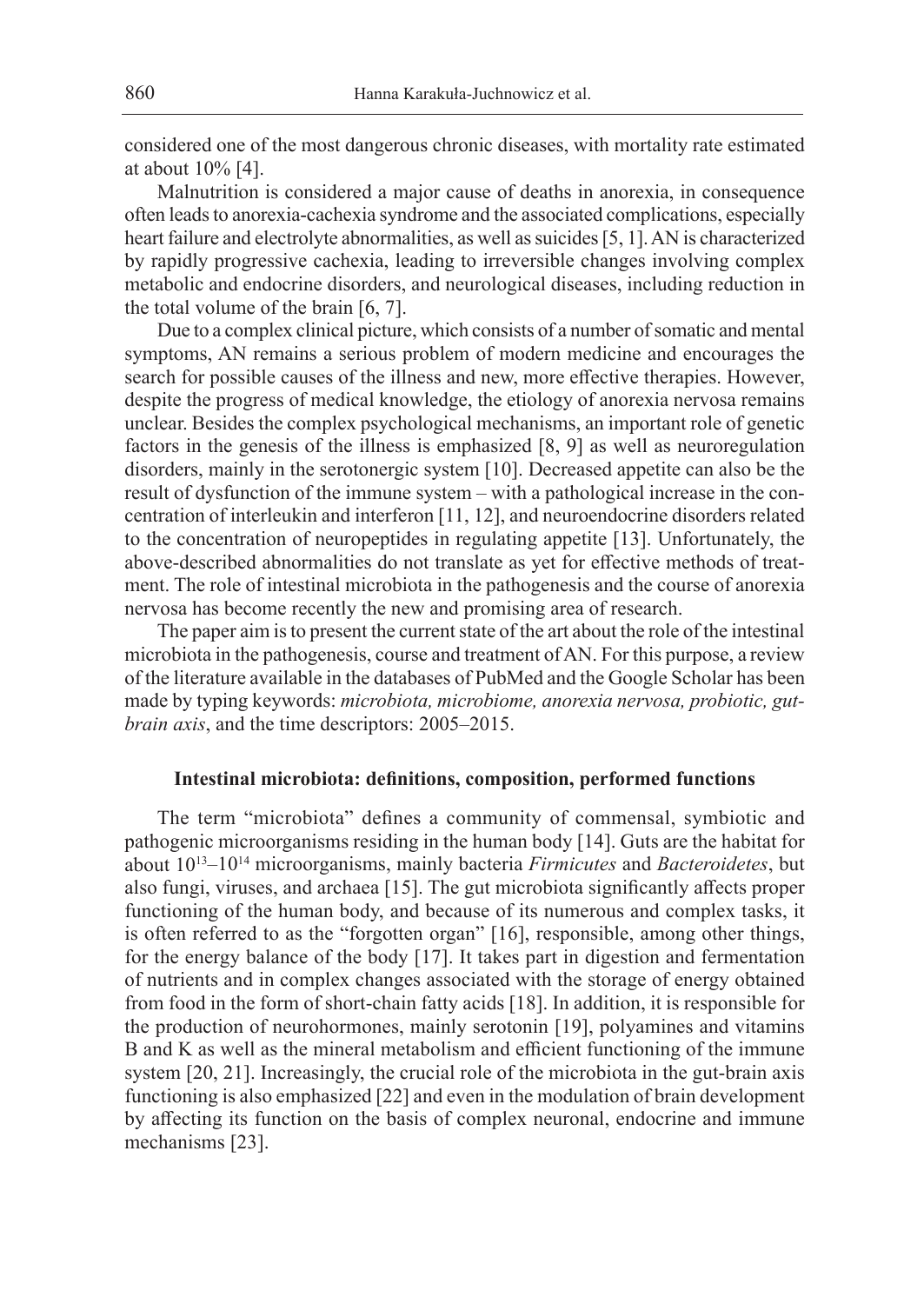considered one of the most dangerous chronic diseases, with mortality rate estimated at about 10% [4].

Malnutrition is considered a major cause of deaths in anorexia, in consequence often leads to anorexia-cachexia syndrome and the associated complications, especially heart failure and electrolyte abnormalities, as well as suicides [5, 1]. AN is characterized by rapidly progressive cachexia, leading to irreversible changes involving complex metabolic and endocrine disorders, and neurological diseases, including reduction in the total volume of the brain [6, 7].

Due to a complex clinical picture, which consists of a number of somatic and mental symptoms, AN remains a serious problem of modern medicine and encourages the search for possible causes of the illness and new, more effective therapies. However, despite the progress of medical knowledge, the etiology of anorexia nervosa remains unclear. Besides the complex psychological mechanisms, an important role of genetic factors in the genesis of the illness is emphasized [8, 9] as well as neuroregulation disorders, mainly in the serotonergic system [10]. Decreased appetite can also be the result of dysfunction of the immune system – with a pathological increase in the concentration of interleukin and interferon [11, 12], and neuroendocrine disorders related to the concentration of neuropeptides in regulating appetite [13]. Unfortunately, the above-described abnormalities do not translate as yet for effective methods of treatment. The role of intestinal microbiota in the pathogenesis and the course of anorexia nervosa has become recently the new and promising area of research.

The paper aim is to present the current state of the art about the role of the intestinal microbiota in the pathogenesis, course and treatment of AN. For this purpose, a review of the literature available in the databases of PubMed and the Google Scholar has been made by typing keywords: *microbiota, microbiome, anorexia nervosa, probiotic, gut-brain axis*, and the time descriptors: 2005–2015.

## Intestinal microbiota: definitions, composition, performed functions

The term "microbiota" defines a community of commensal, symbiotic and pathogenic microorganisms residing in the human body [14]. Guts are the habitat for about $10^{13}$–$10^{14}$ microorganisms, mainly bacteria *Firmicutes* and *Bacteroidetes*, but also fungi, viruses, and archaea [15]. The gut microbiota significantly affects proper functioning of the human body, and because of its numerous and complex tasks, it is often referred to as the "forgotten organ" [16], responsible, among other things, for the energy balance of the body [17]. It takes part in digestion and fermentation of nutrients and in complex changes associated with the storage of energy obtained from food in the form of short-chain fatty acids [18]. In addition, it is responsible for the production of neurohormones, mainly serotonin [19], polyamines and vitamins B and K as well as the mineral metabolism and efficient functioning of the immune system [20, 21]. Increasingly, the crucial role of the microbiota in the gut-brain axis functioning is also emphasized [22] and even in the modulation of brain development by affecting its function on the basis of complex neuronal, endocrine and immune mechanisms [23].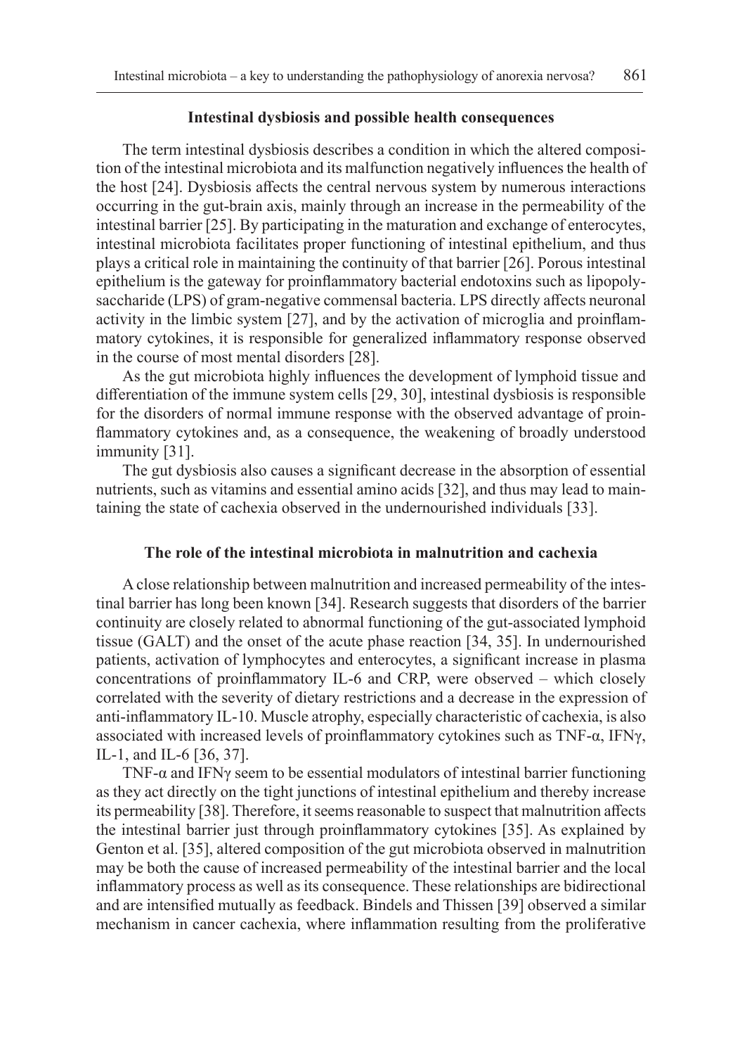## Intestinal dysbiosis and possible health consequences

The term intestinal dysbiosis describes a condition in which the altered composition of the intestinal microbiota and its malfunction negatively influences the health of the host [24]. Dysbiosis affects the central nervous system by numerous interactions occurring in the gut-brain axis, mainly through an increase in the permeability of the intestinal barrier [25]. By participating in the maturation and exchange of enterocytes, intestinal microbiota facilitates proper functioning of intestinal epithelium, and thus plays a critical role in maintaining the continuity of that barrier [26]. Porous intestinal epithelium is the gateway for proinflammatory bacterial endotoxins such as lipopolysaccharide (LPS) of gram-negative commensal bacteria. LPS directly affects neuronal activity in the limbic system [27], and by the activation of microglia and proinflammatory cytokines, it is responsible for generalized inflammatory response observed in the course of most mental disorders [28].

As the gut microbiota highly influences the development of lymphoid tissue and differentiation of the immune system cells [29, 30], intestinal dysbiosis is responsible for the disorders of normal immune response with the observed advantage of proinflammatory cytokines and, as a consequence, the weakening of broadly understood immunity [31].

The gut dysbiosis also causes a significant decrease in the absorption of essential nutrients, such as vitamins and essential amino acids [32], and thus may lead to maintaining the state of cachexia observed in the undernourished individuals [33].

## The role of the intestinal microbiota in malnutrition and cachexia

A close relationship between malnutrition and increased permeability of the intestinal barrier has long been known [34]. Research suggests that disorders of the barrier continuity are closely related to abnormal functioning of the gut-associated lymphoid tissue (GALT) and the onset of the acute phase reaction [34, 35]. In undernourished patients, activation of lymphocytes and enterocytes, a significant increase in plasma concentrations of proinflammatory IL-6 and CRP, were observed – which closely correlated with the severity of dietary restrictions and a decrease in the expression of anti-inflammatory IL-10. Muscle atrophy, especially characteristic of cachexia, is also associated with increased levels of proinflammatory cytokines such as TNF-α, IFNγ, IL-1, and IL-6 [36, 37].

TNF-α and IFNγ seem to be essential modulators of intestinal barrier functioning as they act directly on the tight junctions of intestinal epithelium and thereby increase its permeability [38]. Therefore, it seems reasonable to suspect that malnutrition affects the intestinal barrier just through proinflammatory cytokines [35]. As explained by Genton et al. [35], altered composition of the gut microbiota observed in malnutrition may be both the cause of increased permeability of the intestinal barrier and the local inflammatory process as well as its consequence. These relationships are bidirectional and are intensified mutually as feedback. Bindels and Thissen [39] observed a similar mechanism in cancer cachexia, where inflammation resulting from the proliferative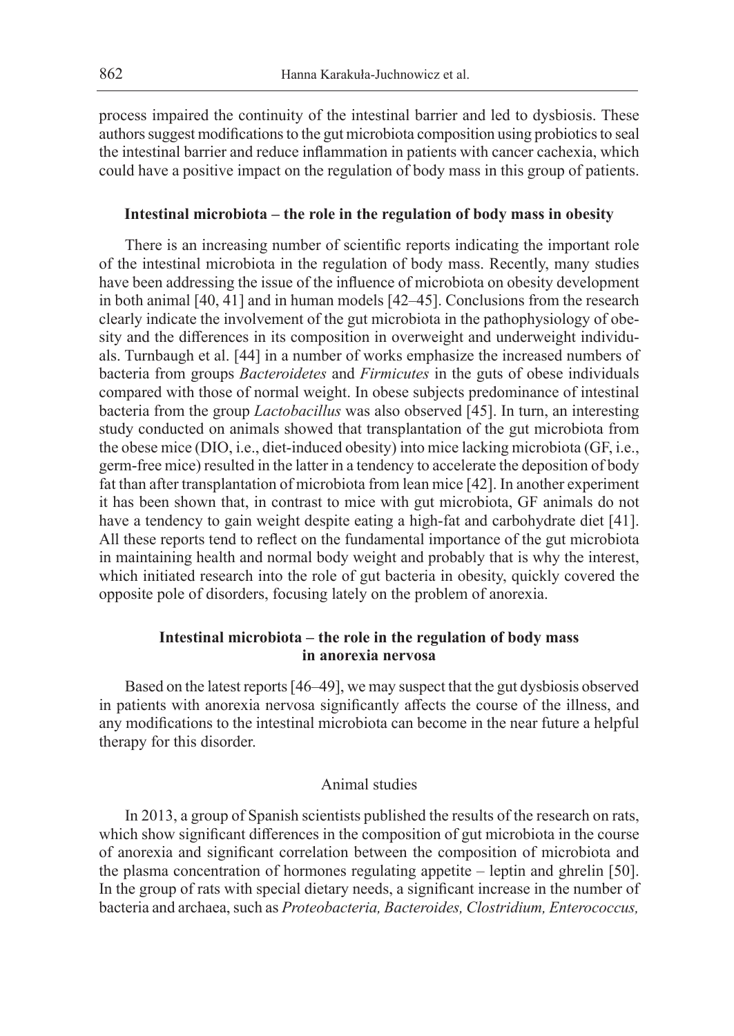process impaired the continuity of the intestinal barrier and led to dysbiosis. These authors suggest modifications to the gut microbiota composition using probiotics to seal the intestinal barrier and reduce inflammation in patients with cancer cachexia, which could have a positive impact on the regulation of body mass in this group of patients.

## Intestinal microbiota – the role in the regulation of body mass in obesity

There is an increasing number of scientific reports indicating the important role of the intestinal microbiota in the regulation of body mass. Recently, many studies have been addressing the issue of the influence of microbiota on obesity development in both animal [40, 41] and in human models [42–45]. Conclusions from the research clearly indicate the involvement of the gut microbiota in the pathophysiology of obesity and the differences in its composition in overweight and underweight individuals. Turnbaugh et al. [44] in a number of works emphasize the increased numbers of bacteria from groups *Bacteroidetes* and *Firmicutes* in the guts of obese individuals compared with those of normal weight. In obese subjects predominance of intestinal bacteria from the group *Lactobacillus* was also observed [45]. In turn, an interesting study conducted on animals showed that transplantation of the gut microbiota from the obese mice (DIO, i.e., diet-induced obesity) into mice lacking microbiota (GF, i.e., germ-free mice) resulted in the latter in a tendency to accelerate the deposition of body fat than after transplantation of microbiota from lean mice [42]. In another experiment it has been shown that, in contrast to mice with gut microbiota, GF animals do not have a tendency to gain weight despite eating a high-fat and carbohydrate diet [41]. All these reports tend to reflect on the fundamental importance of the gut microbiota in maintaining health and normal body weight and probably that is why the interest, which initiated research into the role of gut bacteria in obesity, quickly covered the opposite pole of disorders, focusing lately on the problem of anorexia.

## Intestinal microbiota – the role in the regulation of body mass in anorexia nervosa

Based on the latest reports [46–49], we may suspect that the gut dysbiosis observed in patients with anorexia nervosa significantly affects the course of the illness, and any modifications to the intestinal microbiota can become in the near future a helpful therapy for this disorder.

### Animal studies

In 2013, a group of Spanish scientists published the results of the research on rats, which show significant differences in the composition of gut microbiota in the course of anorexia and significant correlation between the composition of microbiota and the plasma concentration of hormones regulating appetite – leptin and ghrelin [50]. In the group of rats with special dietary needs, a significant increase in the number of bacteria and archaea, such as *Proteobacteria, Bacteroides, Clostridium, Enterococcus,*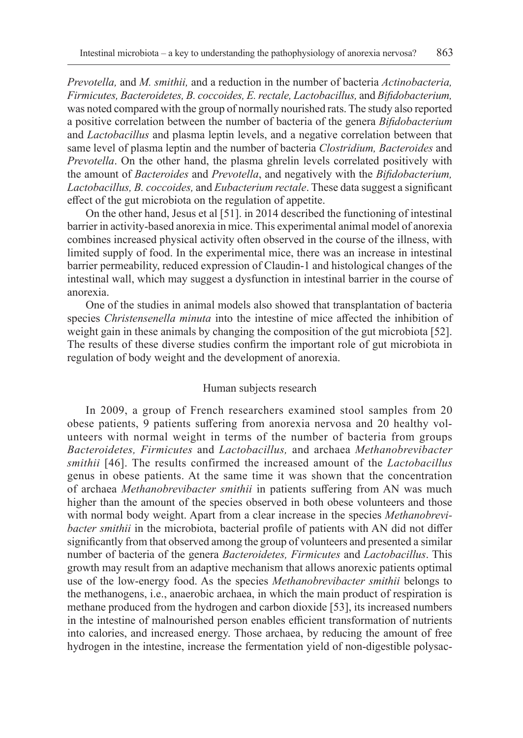*Prevotella,* and *M. smithii,* and a reduction in the number of bacteria *Actinobacteria, Firmicutes, Bacteroidetes, B. coccoides, E. rectale, Lactobacillus,* and *Bifidobacterium,* was noted compared with the group of normally nourished rats. The study also reported a positive correlation between the number of bacteria of the genera *Bifidobacterium* and *Lactobacillus* and plasma leptin levels, and a negative correlation between that same level of plasma leptin and the number of bacteria *Clostridium, Bacteroides* and *Prevotella*. On the other hand, the plasma ghrelin levels correlated positively with the amount of *Bacteroides* and *Prevotella*, and negatively with the *Bifidobacterium, Lactobacillus, B. coccoides,* and *Eubacterium rectale*. These data suggest a significant effect of the gut microbiota on the regulation of appetite.

On the other hand, Jesus et al [51]. in 2014 described the functioning of intestinal barrier in activity-based anorexia in mice. This experimental animal model of anorexia combines increased physical activity often observed in the course of the illness, with limited supply of food. In the experimental mice, there was an increase in intestinal barrier permeability, reduced expression of Claudin-1 and histological changes of the intestinal wall, which may suggest a dysfunction in intestinal barrier in the course of anorexia.

One of the studies in animal models also showed that transplantation of bacteria species *Christensenella minuta* into the intestine of mice affected the inhibition of weight gain in these animals by changing the composition of the gut microbiota [52]. The results of these diverse studies confirm the important role of gut microbiota in regulation of body weight and the development of anorexia.

## Human subjects research

In 2009, a group of French researchers examined stool samples from 20 obese patients, 9 patients suffering from anorexia nervosa and 20 healthy volunteers with normal weight in terms of the number of bacteria from groups *Bacteroidetes, Firmicutes* and *Lactobacillus,* and archaea *Methanobrevibacter smithii* [46]. The results confirmed the increased amount of the *Lactobacillus* genus in obese patients. At the same time it was shown that the concentration of archaea *Methanobrevibacter smithii* in patients suffering from AN was much higher than the amount of the species observed in both obese volunteers and those with normal body weight. Apart from a clear increase in the species *Methanobrevibacter smithii* in the microbiota, bacterial profile of patients with AN did not differ significantly from that observed among the group of volunteers and presented a similar number of bacteria of the genera *Bacteroidetes, Firmicutes* and *Lactobacillus*. This growth may result from an adaptive mechanism that allows anorexic patients optimal use of the low-energy food. As the species *Methanobrevibacter smithii* belongs to the methanogens, i.e., anaerobic archaea, in which the main product of respiration is methane produced from the hydrogen and carbon dioxide [53], its increased numbers in the intestine of malnourished person enables efficient transformation of nutrients into calories, and increased energy. Those archaea, by reducing the amount of free hydrogen in the intestine, increase the fermentation yield of non-digestible polysac-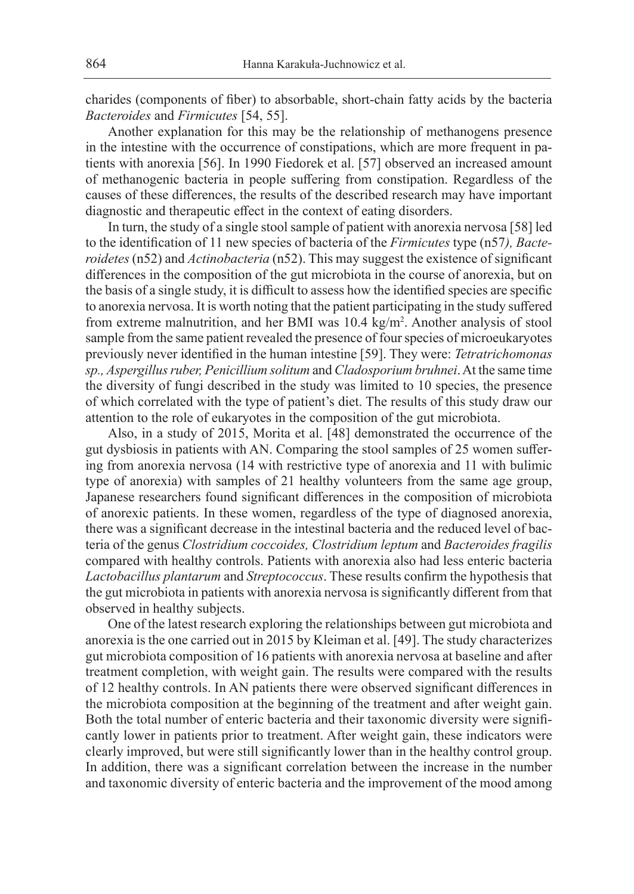charides (components of fiber) to absorbable, short-chain fatty acids by the bacteria *Bacteroides* and *Firmicutes* [54, 55].

Another explanation for this may be the relationship of methanogens presence in the intestine with the occurrence of constipations, which are more frequent in patients with anorexia [56]. In 1990 Fiedorek et al. [57] observed an increased amount of methanogenic bacteria in people suffering from constipation. Regardless of the causes of these differences, the results of the described research may have important diagnostic and therapeutic effect in the context of eating disorders.

In turn, the study of a single stool sample of patient with anorexia nervosa [58] led to the identification of 11 new species of bacteria of the *Firmicutes* type (n57*), Bacteroidetes* (n52) and *Actinobacteria* (n52). This may suggest the existence of significant differences in the composition of the gut microbiota in the course of anorexia, but on the basis of a single study, it is difficult to assess how the identified species are specific to anorexia nervosa. It is worth noting that the patient participating in the study suffered from extreme malnutrition, and her BMI was 10.4 kg/m$^2$. Another analysis of stool sample from the same patient revealed the presence of four species of microeukaryotes previously never identified in the human intestine [59]. They were: *Tetratrichomonas sp., Aspergillus ruber, Penicillium solitum* and *Cladosporium bruhnei*. At the same time the diversity of fungi described in the study was limited to 10 species, the presence of which correlated with the type of patient's diet. The results of this study draw our attention to the role of eukaryotes in the composition of the gut microbiota.

Also, in a study of 2015, Morita et al. [48] demonstrated the occurrence of the gut dysbiosis in patients with AN. Comparing the stool samples of 25 women suffering from anorexia nervosa (14 with restrictive type of anorexia and 11 with bulimic type of anorexia) with samples of 21 healthy volunteers from the same age group, Japanese researchers found significant differences in the composition of microbiota of anorexic patients. In these women, regardless of the type of diagnosed anorexia, there was a significant decrease in the intestinal bacteria and the reduced level of bacteria of the genus *Clostridium coccoides, Clostridium leptum* and *Bacteroides fragilis* compared with healthy controls. Patients with anorexia also had less enteric bacteria *Lactobacillus plantarum* and *Streptococcus*. These results confirm the hypothesis that the gut microbiota in patients with anorexia nervosa is significantly different from that observed in healthy subjects.

One of the latest research exploring the relationships between gut microbiota and anorexia is the one carried out in 2015 by Kleiman et al. [49]. The study characterizes gut microbiota composition of 16 patients with anorexia nervosa at baseline and after treatment completion, with weight gain. The results were compared with the results of 12 healthy controls. In AN patients there were observed significant differences in the microbiota composition at the beginning of the treatment and after weight gain. Both the total number of enteric bacteria and their taxonomic diversity were significantly lower in patients prior to treatment. After weight gain, these indicators were clearly improved, but were still significantly lower than in the healthy control group. In addition, there was a significant correlation between the increase in the number and taxonomic diversity of enteric bacteria and the improvement of the mood among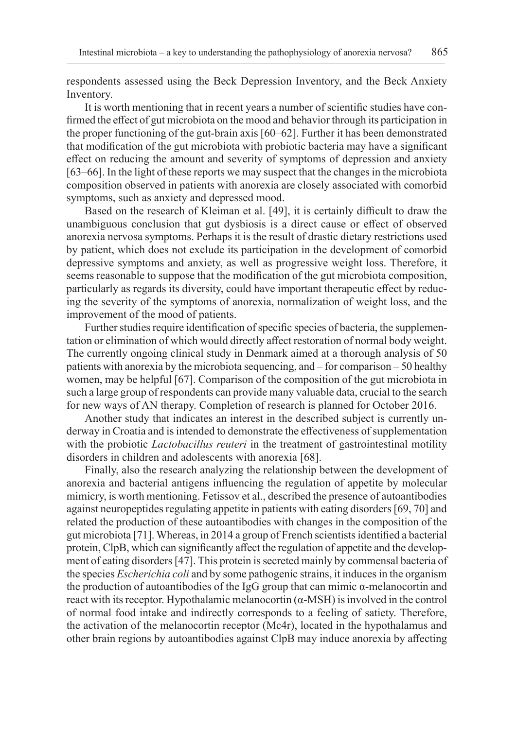respondents assessed using the Beck Depression Inventory, and the Beck Anxiety Inventory.

It is worth mentioning that in recent years a number of scientific studies have confirmed the effect of gut microbiota on the mood and behavior through its participation in the proper functioning of the gut-brain axis [60–62]. Further it has been demonstrated that modification of the gut microbiota with probiotic bacteria may have a significant effect on reducing the amount and severity of symptoms of depression and anxiety [63–66]. In the light of these reports we may suspect that the changes in the microbiota composition observed in patients with anorexia are closely associated with comorbid symptoms, such as anxiety and depressed mood.

Based on the research of Kleiman et al. [49], it is certainly difficult to draw the unambiguous conclusion that gut dysbiosis is a direct cause or effect of observed anorexia nervosa symptoms. Perhaps it is the result of drastic dietary restrictions used by patient, which does not exclude its participation in the development of comorbid depressive symptoms and anxiety, as well as progressive weight loss. Therefore, it seems reasonable to suppose that the modification of the gut microbiota composition, particularly as regards its diversity, could have important therapeutic effect by reducing the severity of the symptoms of anorexia, normalization of weight loss, and the improvement of the mood of patients.

Further studies require identification of specific species of bacteria, the supplementation or elimination of which would directly affect restoration of normal body weight. The currently ongoing clinical study in Denmark aimed at a thorough analysis of 50 patients with anorexia by the microbiota sequencing, and – for comparison – 50 healthy women, may be helpful [67]. Comparison of the composition of the gut microbiota in such a large group of respondents can provide many valuable data, crucial to the search for new ways of AN therapy. Completion of research is planned for October 2016.

Another study that indicates an interest in the described subject is currently underway in Croatia and is intended to demonstrate the effectiveness of supplementation with the probiotic *Lactobacillus reuteri* in the treatment of gastrointestinal motility disorders in children and adolescents with anorexia [68].

Finally, also the research analyzing the relationship between the development of anorexia and bacterial antigens influencing the regulation of appetite by molecular mimicry, is worth mentioning. Fetissov et al., described the presence of autoantibodies against neuropeptides regulating appetite in patients with eating disorders [69, 70] and related the production of these autoantibodies with changes in the composition of the gut microbiota [71]. Whereas, in 2014 a group of French scientists identified a bacterial protein, ClpB, which can significantly affect the regulation of appetite and the development of eating disorders [47]. This protein is secreted mainly by commensal bacteria of the species *Escherichia coli* and by some pathogenic strains, it induces in the organism the production of autoantibodies of the IgG group that can mimic α-melanocortin and react with its receptor. Hypothalamic melanocortin (α-MSH) is involved in the control of normal food intake and indirectly corresponds to a feeling of satiety. Therefore, the activation of the melanocortin receptor (Mc4r), located in the hypothalamus and other brain regions by autoantibodies against ClpB may induce anorexia by affecting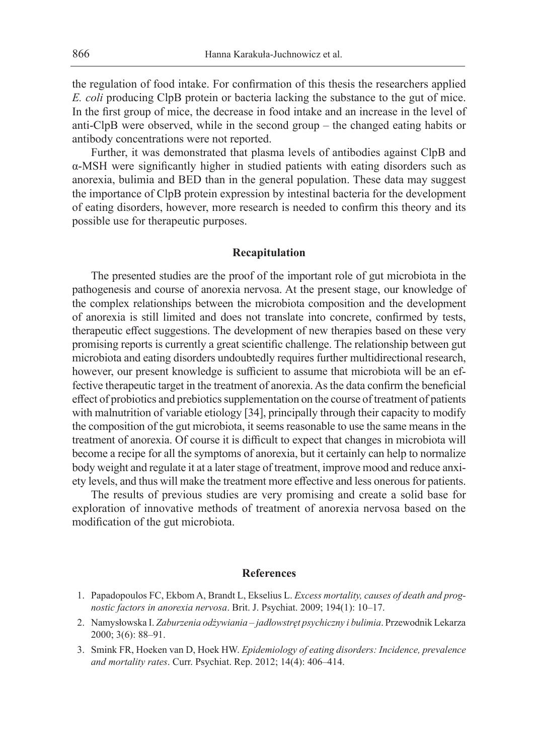the regulation of food intake. For confirmation of this thesis the researchers applied *E. coli* producing ClpB protein or bacteria lacking the substance to the gut of mice. In the first group of mice, the decrease in food intake and an increase in the level of anti-ClpB were observed, while in the second group – the changed eating habits or antibody concentrations were not reported.

Further, it was demonstrated that plasma levels of antibodies against ClpB and α-MSH were significantly higher in studied patients with eating disorders such as anorexia, bulimia and BED than in the general population. These data may suggest the importance of ClpB protein expression by intestinal bacteria for the development of eating disorders, however, more research is needed to confirm this theory and its possible use for therapeutic purposes.

## Recapitulation

The presented studies are the proof of the important role of gut microbiota in the pathogenesis and course of anorexia nervosa. At the present stage, our knowledge of the complex relationships between the microbiota composition and the development of anorexia is still limited and does not translate into concrete, confirmed by tests, therapeutic effect suggestions. The development of new therapies based on these very promising reports is currently a great scientific challenge. The relationship between gut microbiota and eating disorders undoubtedly requires further multidirectional research, however, our present knowledge is sufficient to assume that microbiota will be an effective therapeutic target in the treatment of anorexia. As the data confirm the beneficial effect of probiotics and prebiotics supplementation on the course of treatment of patients with malnutrition of variable etiology [34], principally through their capacity to modify the composition of the gut microbiota, it seems reasonable to use the same means in the treatment of anorexia. Of course it is difficult to expect that changes in microbiota will become a recipe for all the symptoms of anorexia, but it certainly can help to normalize body weight and regulate it at a later stage of treatment, improve mood and reduce anxiety levels, and thus will make the treatment more effective and less onerous for patients.

The results of previous studies are very promising and create a solid base for exploration of innovative methods of treatment of anorexia nervosa based on the modification of the gut microbiota.

## References

1. Papadopoulos FC, Ekbom A, Brandt L, Ekselius L. *Excess mortality, causes of death and prognostic factors in anorexia nervosa*. Brit. J. Psychiat. 2009; 194(1): 10–17.
2. Namysłowska I. *Zaburzenia odżywiania – jadłowstręt psychiczny i bulimia*. Przewodnik Lekarza 2000; 3(6): 88–91.
3. Smink FR, Hoeken van D, Hoek HW. *Epidemiology of eating disorders: Incidence, prevalence and mortality rates*. Curr. Psychiat. Rep. 2012; 14(4): 406–414.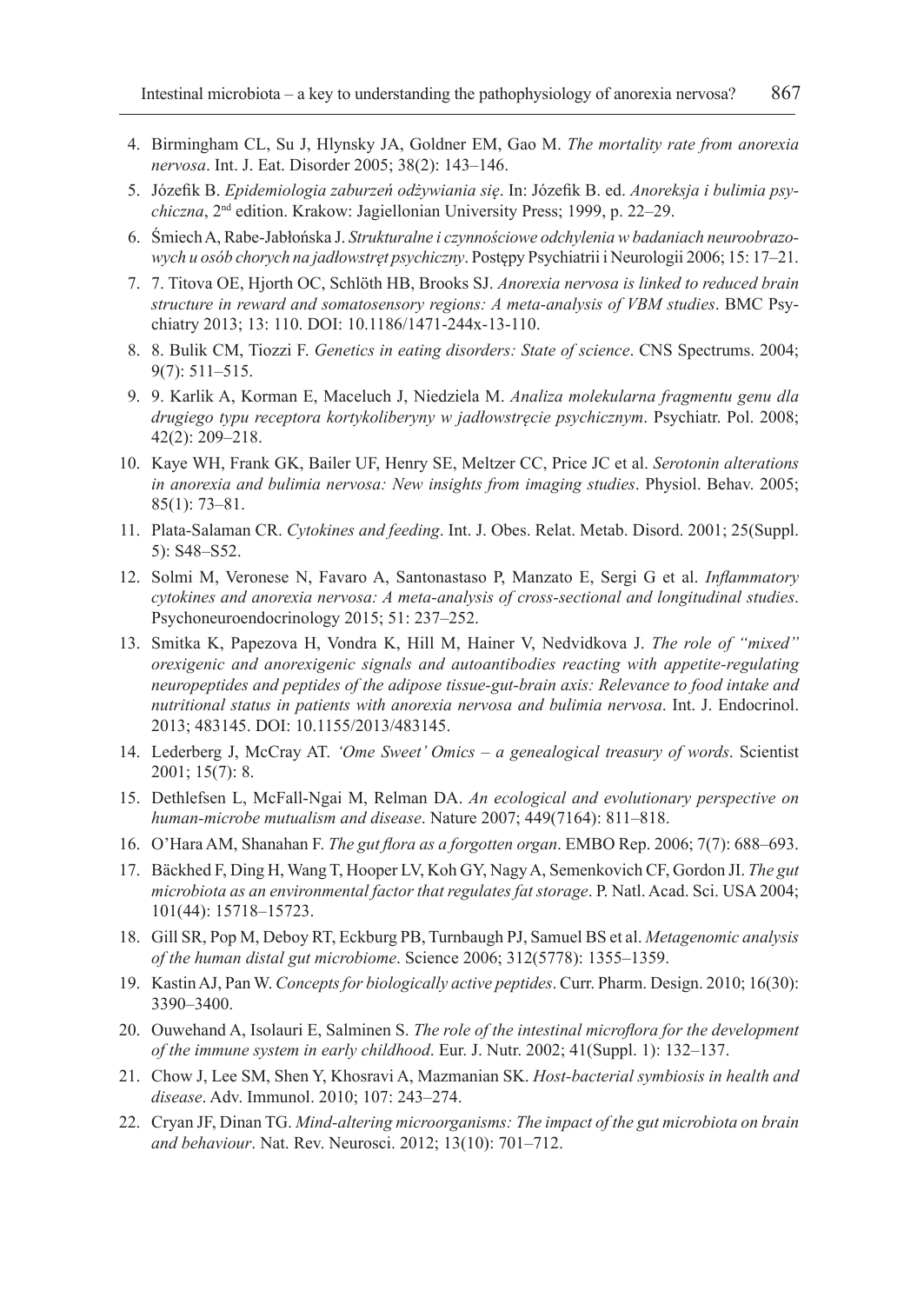4. Birmingham CL, Su J, Hlynsky JA, Goldner EM, Gao M. *The mortality rate from anorexia nervosa*. Int. J. Eat. Disorder 2005; 38(2): 143–146.
5. Józefik B. *Epidemiologia zaburzeń odżywiania się*. In: Józefik B. ed. *Anoreksja i bulimia psychiczna*, 2nd edition. Krakow: Jagiellonian University Press; 1999, p. 22–29.
6. Śmiech A, Rabe-Jabłońska J. *Strukturalne i czynnościowe odchylenia w badaniach neuroobrazowych u osób chorych na jadłowstręt psychiczny*. Postępy Psychiatrii i Neurologii 2006; 15: 17–21.
7. 7. Titova OE, Hjorth OC, Schlöth HB, Brooks SJ. *Anorexia nervosa is linked to reduced brain structure in reward and somatosensory regions: A meta-analysis of VBM studies*. BMC Psychiatry 2013; 13: 110. DOI: 10.1186/1471-244x-13-110.
8. 8. Bulik CM, Tiozzi F. *Genetics in eating disorders: State of science*. CNS Spectrums. 2004; 9(7): 511–515.
9. 9. Karlik A, Korman E, Maceluch J, Niedziela M. *Analiza molekularna fragmentu genu dla drugiego typu receptora kortykoliberyny w jadłowstręcie psychicznym*. Psychiatr. Pol. 2008; 42(2): 209–218.
10. Kaye WH, Frank GK, Bailer UF, Henry SE, Meltzer CC, Price JC et al. *Serotonin alterations in anorexia and bulimia nervosa: New insights from imaging studies*. Physiol. Behav. 2005; 85(1): 73–81.
11. Plata-Salaman CR. *Cytokines and feeding*. Int. J. Obes. Relat. Metab. Disord. 2001; 25(Suppl. 5): S48–S52.
12. Solmi M, Veronese N, Favaro A, Santonastaso P, Manzato E, Sergi G et al. *Inflammatory cytokines and anorexia nervosa: A meta-analysis of cross-sectional and longitudinal studies*. Psychoneuroendocrinology 2015; 51: 237–252.
13. Smitka K, Papezova H, Vondra K, Hill M, Hainer V, Nedvidkova J. *The role of "mixed" orexigenic and anorexigenic signals and autoantibodies reacting with appetite-regulating neuropeptides and peptides of the adipose tissue-gut-brain axis: Relevance to food intake and nutritional status in patients with anorexia nervosa and bulimia nervosa*. Int. J. Endocrinol. 2013; 483145. DOI: 10.1155/2013/483145.
14. Lederberg J, McCray AT. *'Ome Sweet' Omics – a genealogical treasury of words*. Scientist 2001; 15(7): 8.
15. Dethlefsen L, McFall-Ngai M, Relman DA. *An ecological and evolutionary perspective on human-microbe mutualism and disease*. Nature 2007; 449(7164): 811–818.
16. O'Hara AM, Shanahan F. *The gut flora as a forgotten organ*. EMBO Rep. 2006; 7(7): 688–693.
17. Bäckhed F, Ding H, Wang T, Hooper LV, Koh GY, Nagy A, Semenkovich CF, Gordon JI. *The gut microbiota as an environmental factor that regulates fat storage*. P. Natl. Acad. Sci. USA 2004; 101(44): 15718–15723.
18. Gill SR, Pop M, Deboy RT, Eckburg PB, Turnbaugh PJ, Samuel BS et al. *Metagenomic analysis of the human distal gut microbiome*. Science 2006; 312(5778): 1355–1359.
19. Kastin AJ, Pan W. *Concepts for biologically active peptides*. Curr. Pharm. Design. 2010; 16(30): 3390–3400.
20. Ouwehand A, Isolauri E, Salminen S. *The role of the intestinal microflora for the development of the immune system in early childhood*. Eur. J. Nutr. 2002; 41(Suppl. 1): 132–137.
21. Chow J, Lee SM, Shen Y, Khosravi A, Mazmanian SK. *Host-bacterial symbiosis in health and disease*. Adv. Immunol. 2010; 107: 243–274.
22. Cryan JF, Dinan TG. *Mind-altering microorganisms: The impact of the gut microbiota on brain and behaviour*. Nat. Rev. Neurosci. 2012; 13(10): 701–712.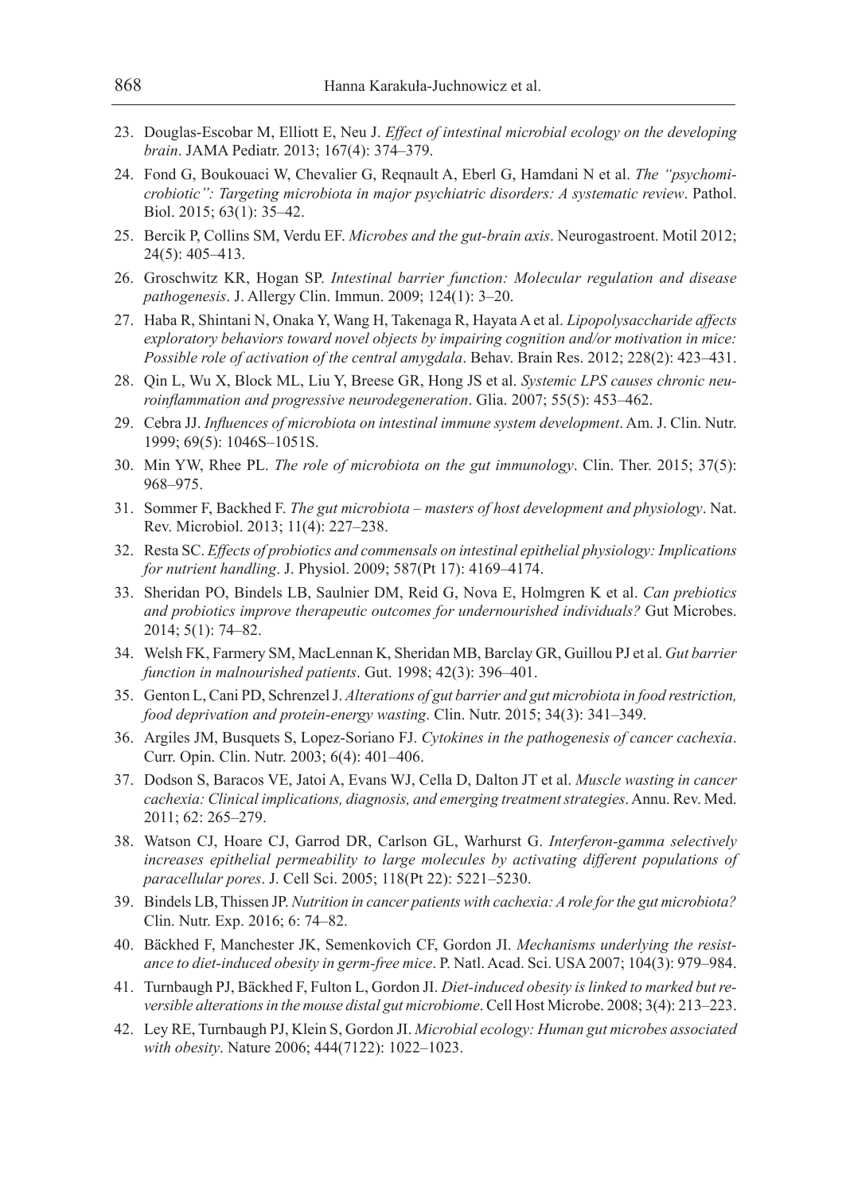23. Douglas-Escobar M, Elliott E, Neu J. *Effect of intestinal microbial ecology on the developing brain*. JAMA Pediatr. 2013; 167(4): 374–379.
24. Fond G, Boukouaci W, Chevalier G, Reqnault A, Eberl G, Hamdani N et al. *The "psychomicrobiotic": Targeting microbiota in major psychiatric disorders: A systematic review*. Pathol. Biol. 2015; 63(1): 35–42.
25. Bercik P, Collins SM, Verdu EF. *Microbes and the gut-brain axis*. Neurogastroent. Motil 2012; 24(5): 405–413.
26. Groschwitz KR, Hogan SP. *Intestinal barrier function: Molecular regulation and disease pathogenesis*. J. Allergy Clin. Immun. 2009; 124(1): 3–20.
27. Haba R, Shintani N, Onaka Y, Wang H, Takenaga R, Hayata A et al. *Lipopolysaccharide affects exploratory behaviors toward novel objects by impairing cognition and/or motivation in mice: Possible role of activation of the central amygdala*. Behav. Brain Res. 2012; 228(2): 423–431.
28. Qin L, Wu X, Block ML, Liu Y, Breese GR, Hong JS et al. *Systemic LPS causes chronic neuroinflammation and progressive neurodegeneration*. Glia. 2007; 55(5): 453–462.
29. Cebra JJ. *Influences of microbiota on intestinal immune system development*. Am. J. Clin. Nutr. 1999; 69(5): 1046S–1051S.
30. Min YW, Rhee PL. *The role of microbiota on the gut immunology*. Clin. Ther. 2015; 37(5): 968–975.
31. Sommer F, Backhed F. *The gut microbiota – masters of host development and physiology*. Nat. Rev. Microbiol. 2013; 11(4): 227–238.
32. Resta SC. *Effects of probiotics and commensals on intestinal epithelial physiology: Implications for nutrient handling*. J. Physiol. 2009; 587(Pt 17): 4169–4174.
33. Sheridan PO, Bindels LB, Saulnier DM, Reid G, Nova E, Holmgren K et al. *Can prebiotics and probiotics improve therapeutic outcomes for undernourished individuals?* Gut Microbes. 2014; 5(1): 74–82.
34. Welsh FK, Farmery SM, MacLennan K, Sheridan MB, Barclay GR, Guillou PJ et al. *Gut barrier function in malnourished patients*. Gut. 1998; 42(3): 396–401.
35. Genton L, Cani PD, Schrenzel J. *Alterations of gut barrier and gut microbiota in food restriction, food deprivation and protein-energy wasting*. Clin. Nutr. 2015; 34(3): 341–349.
36. Argiles JM, Busquets S, Lopez-Soriano FJ. *Cytokines in the pathogenesis of cancer cachexia*. Curr. Opin. Clin. Nutr. 2003; 6(4): 401–406.
37. Dodson S, Baracos VE, Jatoi A, Evans WJ, Cella D, Dalton JT et al. *Muscle wasting in cancer cachexia: Clinical implications, diagnosis, and emerging treatment strategies*. Annu. Rev. Med. 2011; 62: 265–279.
38. Watson CJ, Hoare CJ, Garrod DR, Carlson GL, Warhurst G. *Interferon-gamma selectively increases epithelial permeability to large molecules by activating different populations of paracellular pores*. J. Cell Sci. 2005; 118(Pt 22): 5221–5230.
39. Bindels LB, Thissen JP. *Nutrition in cancer patients with cachexia: A role for the gut microbiota?* Clin. Nutr. Exp. 2016; 6: 74–82.
40. Bäckhed F, Manchester JK, Semenkovich CF, Gordon JI. *Mechanisms underlying the resistance to diet-induced obesity in germ-free mice*. P. Natl. Acad. Sci. USA 2007; 104(3): 979–984.
41. Turnbaugh PJ, Bäckhed F, Fulton L, Gordon JI. *Diet-induced obesity is linked to marked but reversible alterations in the mouse distal gut microbiome*. Cell Host Microbe. 2008; 3(4): 213–223.
42. Ley RE, Turnbaugh PJ, Klein S, Gordon JI. *Microbial ecology: Human gut microbes associated with obesity*. Nature 2006; 444(7122): 1022–1023.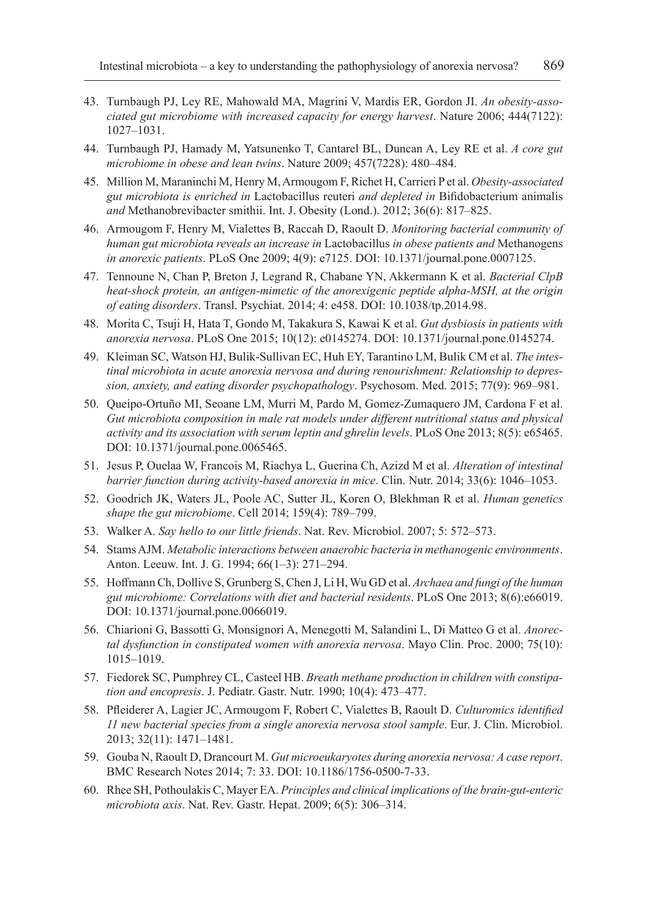43. Turnbaugh PJ, Ley RE, Mahowald MA, Magrini V, Mardis ER, Gordon JI. *An obesity-associated gut microbiome with increased capacity for energy harvest*. Nature 2006; 444(7122): 1027–1031.
44. Turnbaugh PJ, Hamady M, Yatsunenko T, Cantarel BL, Duncan A, Ley RE et al. *A core gut microbiome in obese and lean twins*. Nature 2009; 457(7228): 480–484.
45. Million M, Maraninchi M, Henry M, Armougom F, Richet H, Carrieri P et al. *Obesity-associated gut microbiota is enriched in* Lactobacillus reuteri *and depleted in* Bifidobacterium animalis *and* Methanobrevibacter smithii. Int. J. Obesity (Lond.). 2012; 36(6): 817–825.
46. Armougom F, Henry M, Vialettes B, Raccah D, Raoult D. *Monitoring bacterial community of human gut microbiota reveals an increase in* Lactobacillus *in obese patients and* Methanogens *in anorexic patients*. PLoS One 2009; 4(9): e7125. DOI: 10.1371/journal.pone.0007125.
47. Tennoune N, Chan P, Breton J, Legrand R, Chabane YN, Akkermann K et al. *Bacterial ClpB heat-shock protein, an antigen-mimetic of the anorexigenic peptide alpha-MSH, at the origin of eating disorders*. Transl. Psychiat. 2014; 4: e458. DOI: 10.1038/tp.2014.98.
48. Morita C, Tsuji H, Hata T, Gondo M, Takakura S, Kawai K et al. *Gut dysbiosis in patients with anorexia nervosa*. PLoS One 2015; 10(12): e0145274. DOI: 10.1371/journal.pone.0145274.
49. Kleiman SC, Watson HJ, Bulik-Sullivan EC, Huh EY, Tarantino LM, Bulik CM et al. *The intestinal microbiota in acute anorexia nervosa and during renourishment: Relationship to depression, anxiety, and eating disorder psychopathology*. Psychosom. Med. 2015; 77(9): 969–981.
50. Queipo-Ortuño MI, Seoane LM, Murri M, Pardo M, Gomez-Zumaquero JM, Cardona F et al. *Gut microbiota composition in male rat models under different nutritional status and physical activity and its association with serum leptin and ghrelin levels*. PLoS One 2013; 8(5): e65465. DOI: 10.1371/journal.pone.0065465.
51. Jesus P, Ouelaa W, Francois M, Riachya L, Guerina Ch, Azizd M et al. *Alteration of intestinal barrier function during activity-based anorexia in mice*. Clin. Nutr. 2014; 33(6): 1046–1053.
52. Goodrich JK, Waters JL, Poole AC, Sutter JL, Koren O, Blekhman R et al. *Human genetics shape the gut microbiome*. Cell 2014; 159(4): 789–799.
53. Walker A. *Say hello to our little friends*. Nat. Rev. Microbiol. 2007; 5: 572–573.
54. Stams AJM. *Metabolic interactions between anaerobic bacteria in methanogenic environments*. Anton. Leeuw. Int. J. G. 1994; 66(1–3): 271–294.
55. Hoffmann Ch, Dollive S, Grunberg S, Chen J, Li H, Wu GD et al. *Archaea and fungi of the human gut microbiome: Correlations with diet and bacterial residents*. PLoS One 2013; 8(6):e66019. DOI: 10.1371/journal.pone.0066019.
56. Chiarioni G, Bassotti G, Monsignori A, Menegotti M, Salandini L, Di Matteo G et al. *Anorectal dysfunction in constipated women with anorexia nervosa*. Mayo Clin. Proc. 2000; 75(10): 1015–1019.
57. Fiedorek SC, Pumphrey CL, Casteel HB. *Breath methane production in children with constipation and encopresis*. J. Pediatr. Gastr. Nutr. 1990; 10(4): 473–477.
58. Pfleiderer A, Lagier JC, Armougom F, Robert C, Vialettes B, Raoult D. *Culturomics identified 11 new bacterial species from a single anorexia nervosa stool sample*. Eur. J. Clin. Microbiol. 2013; 32(11): 1471–1481.
59. Gouba N, Raoult D, Drancourt M. *Gut microeukaryotes during anorexia nervosa: A case report*. BMC Research Notes 2014; 7: 33. DOI: 10.1186/1756-0500-7-33.
60. Rhee SH, Pothoulakis C, Mayer EA. *Principles and clinical implications of the brain-gut-enteric microbiota axis*. Nat. Rev. Gastr. Hepat. 2009; 6(5): 306–314.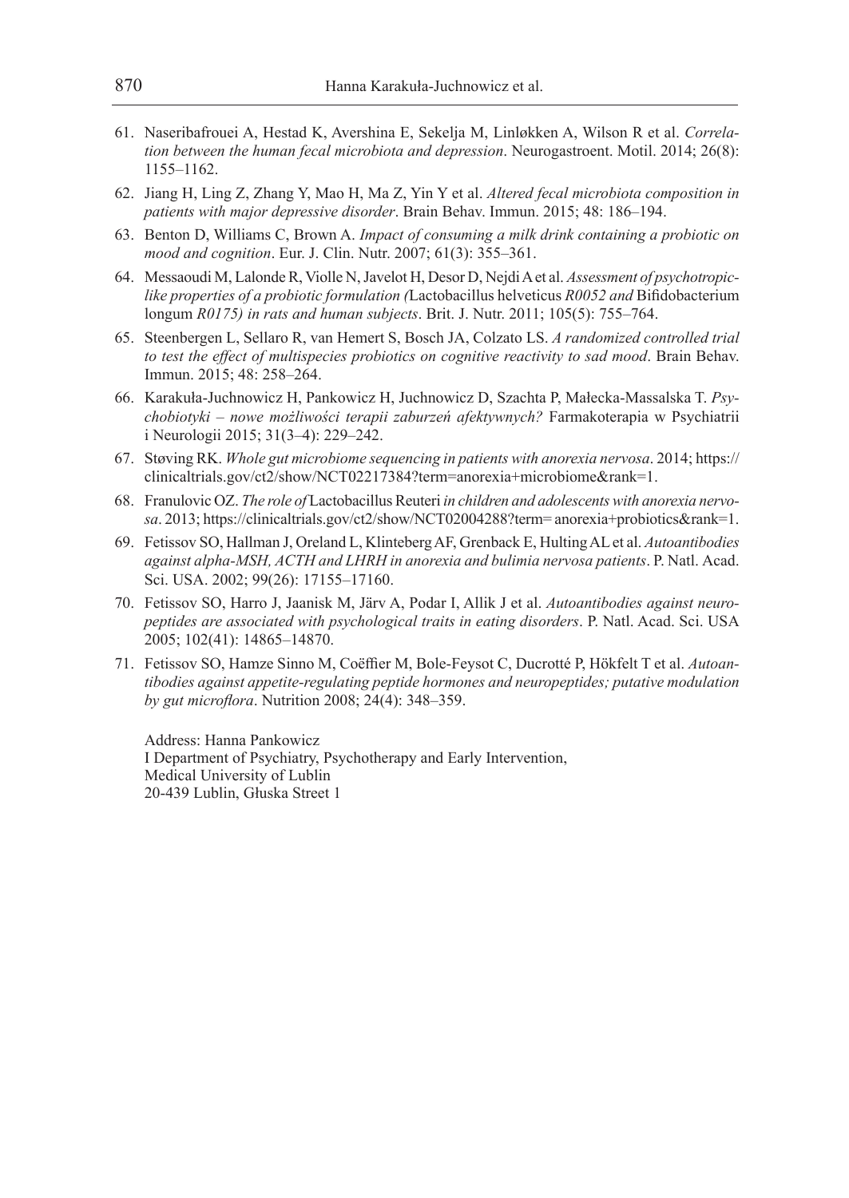61. Naseribafrouei A, Hestad K, Avershina E, Sekelja M, Linløkken A, Wilson R et al. *Correlation between the human fecal microbiota and depression*. Neurogastroent. Motil. 2014; 26(8): 1155–1162.
62. Jiang H, Ling Z, Zhang Y, Mao H, Ma Z, Yin Y et al. *Altered fecal microbiota composition in patients with major depressive disorder*. Brain Behav. Immun. 2015; 48: 186–194.
63. Benton D, Williams C, Brown A. *Impact of consuming a milk drink containing a probiotic on mood and cognition*. Eur. J. Clin. Nutr. 2007; 61(3): 355–361.
64. Messaoudi M, Lalonde R, Violle N, Javelot H, Desor D, Nejdi A et al. *Assessment of psychotropic-like properties of a probiotic formulation (*Lactobacillus helveticus *R0052 and* Bifidobacterium longum *R0175) in rats and human subjects*. Brit. J. Nutr. 2011; 105(5): 755–764.
65. Steenbergen L, Sellaro R, van Hemert S, Bosch JA, Colzato LS. *A randomized controlled trial to test the effect of multispecies probiotics on cognitive reactivity to sad mood*. Brain Behav. Immun. 2015; 48: 258–264.
66. Karakuła-Juchnowicz H, Pankowicz H, Juchnowicz D, Szachta P, Małecka-Massalska T. *Psychobiotyki – nowe możliwości terapii zaburzeń afektywnych?* Farmakoterapia w Psychiatrii i Neurologii 2015; 31(3–4): 229–242.
67. Støving RK. *Whole gut microbiome sequencing in patients with anorexia nervosa*. 2014; https://clinicaltrials.gov/ct2/show/NCT02217384?term=anorexia+microbiome&rank=1.
68. Franulovic OZ. *The role of* Lactobacillus Reuteri *in children and adolescents with anorexia nervosa*. 2013; https://clinicaltrials.gov/ct2/show/NCT02004288?term= anorexia+probiotics&rank=1.
69. Fetissov SO, Hallman J, Oreland L, Klinteberg AF, Grenback E, Hulting AL et al. *Autoantibodies against alpha-MSH, ACTH and LHRH in anorexia and bulimia nervosa patients*. P. Natl. Acad. Sci. USA. 2002; 99(26): 17155–17160.
70. Fetissov SO, Harro J, Jaanisk M, Järv A, Podar I, Allik J et al. *Autoantibodies against neuropeptides are associated with psychological traits in eating disorders*. P. Natl. Acad. Sci. USA 2005; 102(41): 14865–14870.
71. Fetissov SO, Hamze Sinno M, Coëffier M, Bole-Feysot C, Ducrotté P, Hökfelt T et al. *Autoantibodies against appetite-regulating peptide hormones and neuropeptides; putative modulation by gut microflora*. Nutrition 2008; 24(4): 348–359.

Address: Hanna Pankowicz
I Department of Psychiatry, Psychotherapy and Early Intervention,
Medical University of Lublin
20-439 Lublin, Głuska Street 1